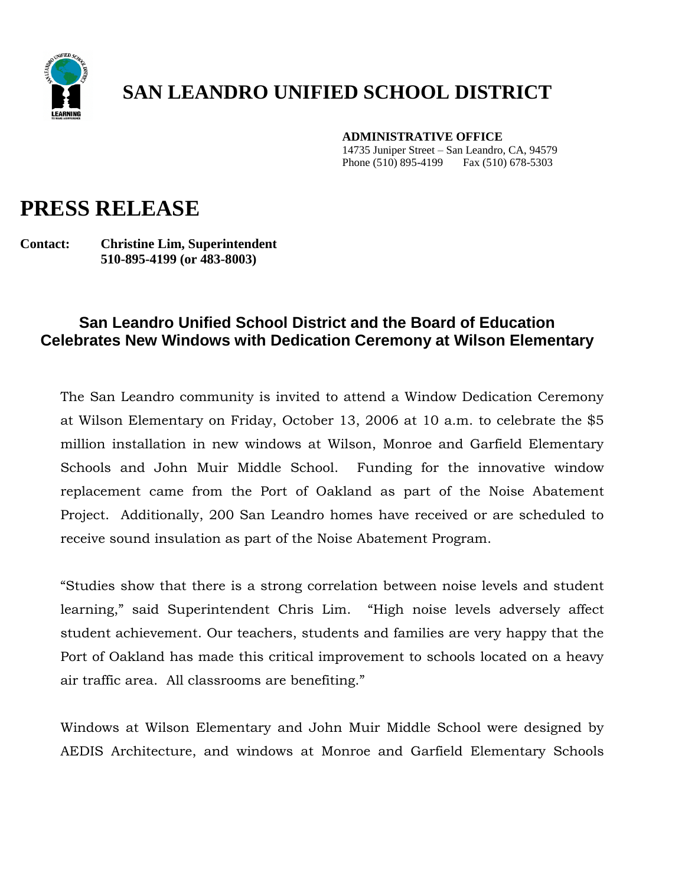# SAN LEANDRO UNIFIED SCHOOL DISTRICT

**ADMINISTRATIVE OFFICE**
14735 Juniper Street – San Leandro, CA, 94579
Phone (510) 895-4199 Fax (510) 678-5303

# PRESS RELEASE

**Contact: Christine Lim, Superintendent**
**510-895-4199 (or 483-8003)**

## San Leandro Unified School District and the Board of Education Celebrates New Windows with Dedication Ceremony at Wilson Elementary

The San Leandro community is invited to attend a Window Dedication Ceremony at Wilson Elementary on Friday, October 13, 2006 at 10 a.m. to celebrate the $5 million installation in new windows at Wilson, Monroe and Garfield Elementary Schools and John Muir Middle School. Funding for the innovative window replacement came from the Port of Oakland as part of the Noise Abatement Project. Additionally, 200 San Leandro homes have received or are scheduled to receive sound insulation as part of the Noise Abatement Program.

"Studies show that there is a strong correlation between noise levels and student learning," said Superintendent Chris Lim. "High noise levels adversely affect student achievement. Our teachers, students and families are very happy that the Port of Oakland has made this critical improvement to schools located on a heavy air traffic area. All classrooms are benefiting."

Windows at Wilson Elementary and John Muir Middle School were designed by AEDIS Architecture, and windows at Monroe and Garfield Elementary Schools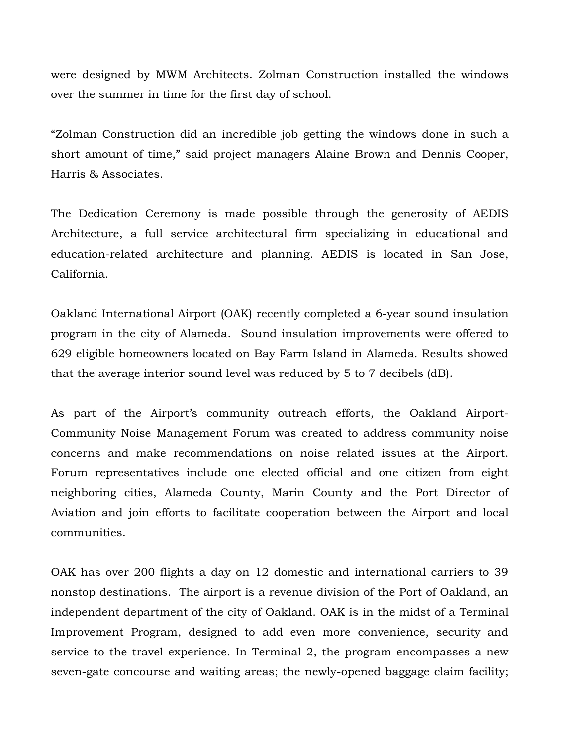were designed by MWM Architects. Zolman Construction installed the windows over the summer in time for the first day of school.

"Zolman Construction did an incredible job getting the windows done in such a short amount of time," said project managers Alaine Brown and Dennis Cooper, Harris & Associates.

The Dedication Ceremony is made possible through the generosity of AEDIS Architecture, a full service architectural firm specializing in educational and education-related architecture and planning. AEDIS is located in San Jose, California.

Oakland International Airport (OAK) recently completed a 6-year sound insulation program in the city of Alameda. Sound insulation improvements were offered to 629 eligible homeowners located on Bay Farm Island in Alameda. Results showed that the average interior sound level was reduced by 5 to 7 decibels (dB).

As part of the Airport's community outreach efforts, the Oakland Airport-Community Noise Management Forum was created to address community noise concerns and make recommendations on noise related issues at the Airport. Forum representatives include one elected official and one citizen from eight neighboring cities, Alameda County, Marin County and the Port Director of Aviation and join efforts to facilitate cooperation between the Airport and local communities.

OAK has over 200 flights a day on 12 domestic and international carriers to 39 nonstop destinations. The airport is a revenue division of the Port of Oakland, an independent department of the city of Oakland. OAK is in the midst of a Terminal Improvement Program, designed to add even more convenience, security and service to the travel experience. In Terminal 2, the program encompasses a new seven-gate concourse and waiting areas; the newly-opened baggage claim facility;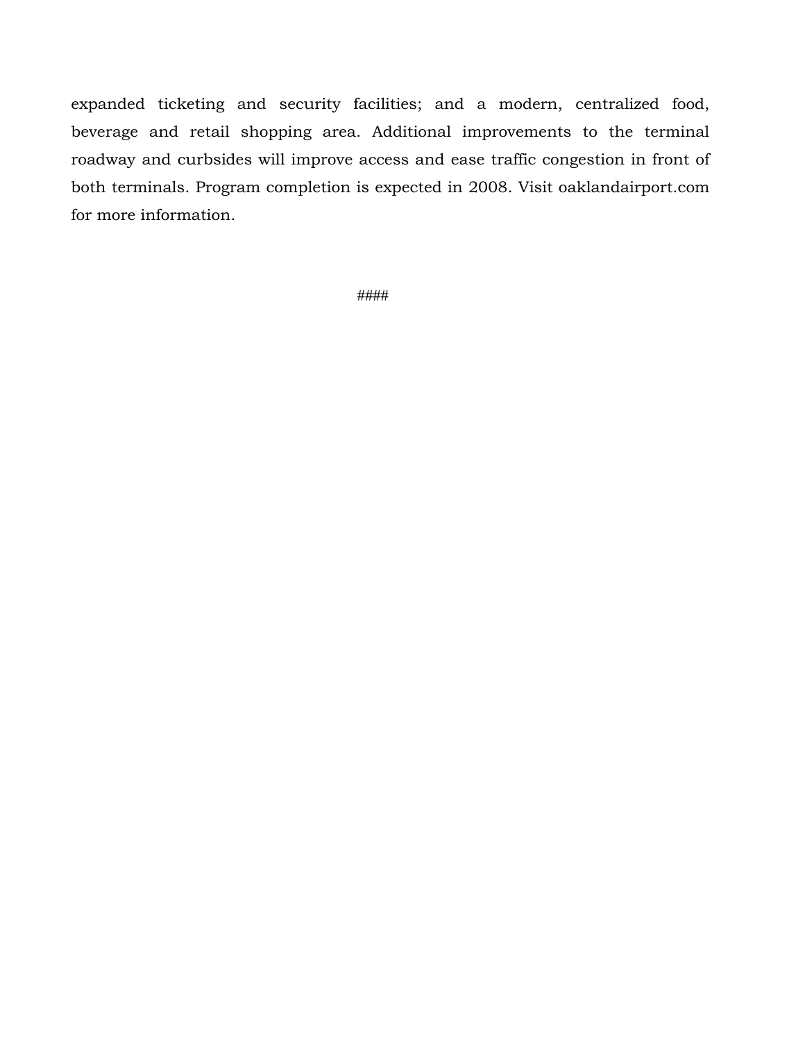expanded ticketing and security facilities; and a modern, centralized food, beverage and retail shopping area. Additional improvements to the terminal roadway and curbsides will improve access and ease traffic congestion in front of both terminals. Program completion is expected in 2008. Visit oaklandairport.com for more information.

####